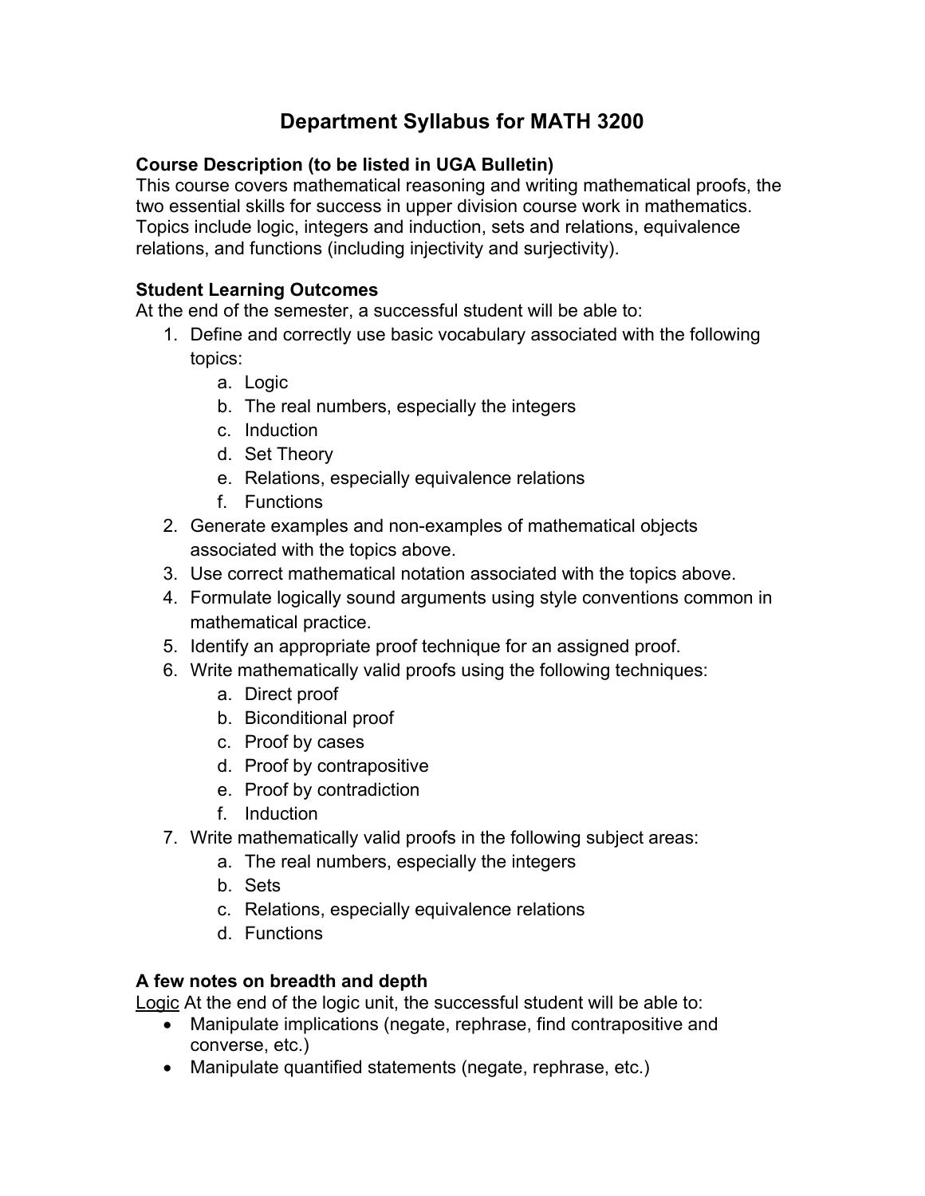# Department Syllabus for MATH 3200

**Course Description (to be listed in UGA Bulletin)**

This course covers mathematical reasoning and writing mathematical proofs, the two essential skills for success in upper division course work in mathematics. Topics include logic, integers and induction, sets and relations, equivalence relations, and functions (including injectivity and surjectivity).

**Student Learning Outcomes**

At the end of the semester, a successful student will be able to:

1. Define and correctly use basic vocabulary associated with the following topics:
   a. Logic
   b. The real numbers, especially the integers
   c. Induction
   d. Set Theory
   e. Relations, especially equivalence relations
   f. Functions
2. Generate examples and non-examples of mathematical objects associated with the topics above.
3. Use correct mathematical notation associated with the topics above.
4. Formulate logically sound arguments using style conventions common in mathematical practice.
5. Identify an appropriate proof technique for an assigned proof.
6. Write mathematically valid proofs using the following techniques:
   a. Direct proof
   b. Biconditional proof
   c. Proof by cases
   d. Proof by contrapositive
   e. Proof by contradiction
   f. Induction
7. Write mathematically valid proofs in the following subject areas:
   a. The real numbers, especially the integers
   b. Sets
   c. Relations, especially equivalence relations
   d. Functions

**A few notes on breadth and depth**

<u>Logic</u> At the end of the logic unit, the successful student will be able to:

- Manipulate implications (negate, rephrase, find contrapositive and converse, etc.)
- Manipulate quantified statements (negate, rephrase, etc.)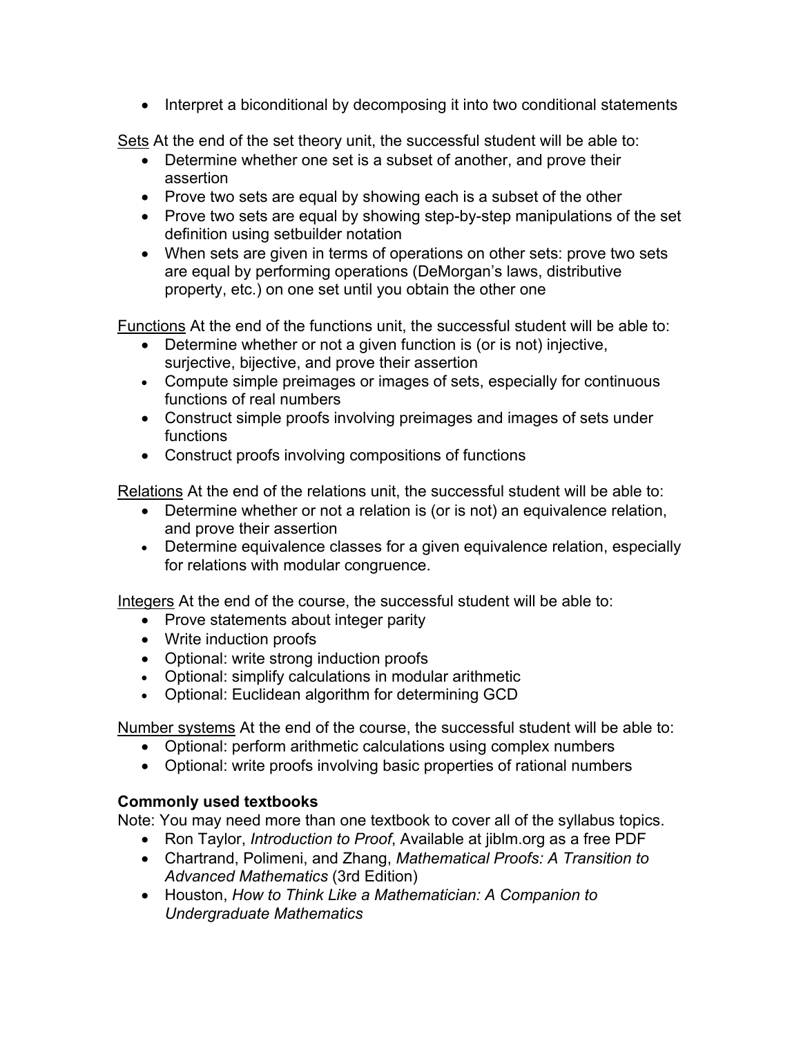- Interpret a biconditional by decomposing it into two conditional statements

<u>Sets</u> At the end of the set theory unit, the successful student will be able to:

- Determine whether one set is a subset of another, and prove their assertion
- Prove two sets are equal by showing each is a subset of the other
- Prove two sets are equal by showing step-by-step manipulations of the set definition using setbuilder notation
- When sets are given in terms of operations on other sets: prove two sets are equal by performing operations (DeMorgan's laws, distributive property, etc.) on one set until you obtain the other one

<u>Functions</u> At the end of the functions unit, the successful student will be able to:

- Determine whether or not a given function is (or is not) injective, surjective, bijective, and prove their assertion
- Compute simple preimages or images of sets, especially for continuous functions of real numbers
- Construct simple proofs involving preimages and images of sets under functions
- Construct proofs involving compositions of functions

<u>Relations</u> At the end of the relations unit, the successful student will be able to:

- Determine whether or not a relation is (or is not) an equivalence relation, and prove their assertion
- Determine equivalence classes for a given equivalence relation, especially for relations with modular congruence.

<u>Integers</u> At the end of the course, the successful student will be able to:

- Prove statements about integer parity
- Write induction proofs
- Optional: write strong induction proofs
- Optional: simplify calculations in modular arithmetic
- Optional: Euclidean algorithm for determining GCD

<u>Number systems</u> At the end of the course, the successful student will be able to:

- Optional: perform arithmetic calculations using complex numbers
- Optional: write proofs involving basic properties of rational numbers

**Commonly used textbooks**

Note: You may need more than one textbook to cover all of the syllabus topics.

- Ron Taylor, *Introduction to Proof*, Available at jiblm.org as a free PDF
- Chartrand, Polimeni, and Zhang, *Mathematical Proofs: A Transition to Advanced Mathematics* (3rd Edition)
- Houston, *How to Think Like a Mathematician: A Companion to Undergraduate Mathematics*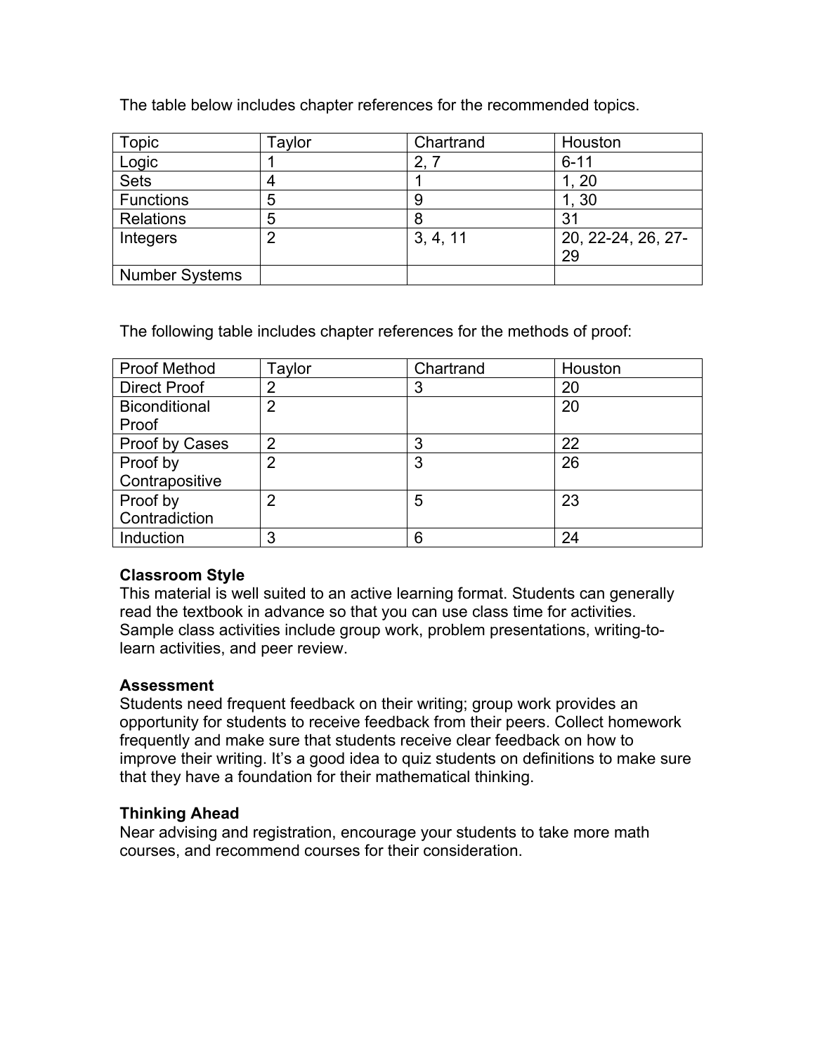The table below includes chapter references for the recommended topics.

| Topic | Taylor | Chartrand | Houston |
| --- | --- | --- | --- |
| Logic | 1 | 2, 7 | 6-11 |
| Sets | 4 | 1 | 1, 20 |
| Functions | 5 | 9 | 1, 30 |
| Relations | 5 | 8 | 31 |
| Integers | 2 | 3, 4, 11 | 20, 22-24, 26, 27-29 |
| Number Systems | | | |

The following table includes chapter references for the methods of proof:

| Proof Method | Taylor | Chartrand | Houston |
| --- | --- | --- | --- |
| Direct Proof | 2 | 3 | 20 |
| Biconditional Proof | 2 | | 20 |
| Proof by Cases | 2 | 3 | 22 |
| Proof by Contrapositive | 2 | 3 | 26 |
| Proof by Contradiction | 2 | 5 | 23 |
| Induction | 3 | 6 | 24 |

**Classroom Style**
This material is well suited to an active learning format. Students can generally read the textbook in advance so that you can use class time for activities. Sample class activities include group work, problem presentations, writing-to-learn activities, and peer review.

**Assessment**
Students need frequent feedback on their writing; group work provides an opportunity for students to receive feedback from their peers. Collect homework frequently and make sure that students receive clear feedback on how to improve their writing. It's a good idea to quiz students on definitions to make sure that they have a foundation for their mathematical thinking.

**Thinking Ahead**
Near advising and registration, encourage your students to take more math courses, and recommend courses for their consideration.